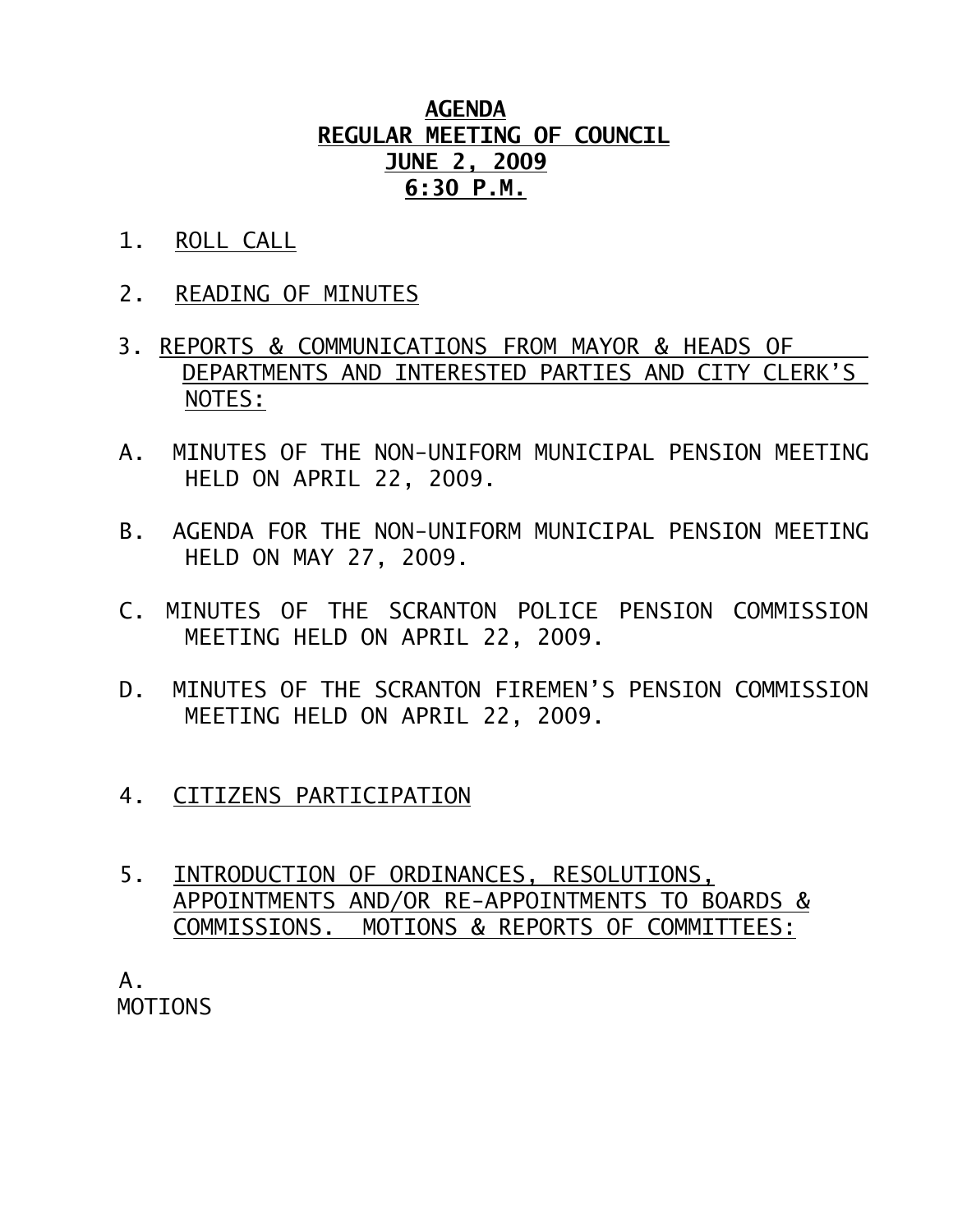# AGENDA
## REGULAR MEETING OF COUNCIL
## JUNE 2, 2009
## 6:30 P.M.

1. ROLL CALL

2. READING OF MINUTES

3. REPORTS & COMMUNICATIONS FROM MAYOR & HEADS OF DEPARTMENTS AND INTERESTED PARTIES AND CITY CLERK'S NOTES:

A. MINUTES OF THE NON-UNIFORM MUNICIPAL PENSION MEETING HELD ON APRIL 22, 2009.

B. AGENDA FOR THE NON-UNIFORM MUNICIPAL PENSION MEETING HELD ON MAY 27, 2009.

C. MINUTES OF THE SCRANTON POLICE PENSION COMMISSION MEETING HELD ON APRIL 22, 2009.

D. MINUTES OF THE SCRANTON FIREMEN'S PENSION COMMISSION MEETING HELD ON APRIL 22, 2009.

4. CITIZENS PARTICIPATION

5. INTRODUCTION OF ORDINANCES, RESOLUTIONS, APPOINTMENTS AND/OR RE-APPOINTMENTS TO BOARDS & COMMISSIONS. MOTIONS & REPORTS OF COMMITTEES:

A.
MOTIONS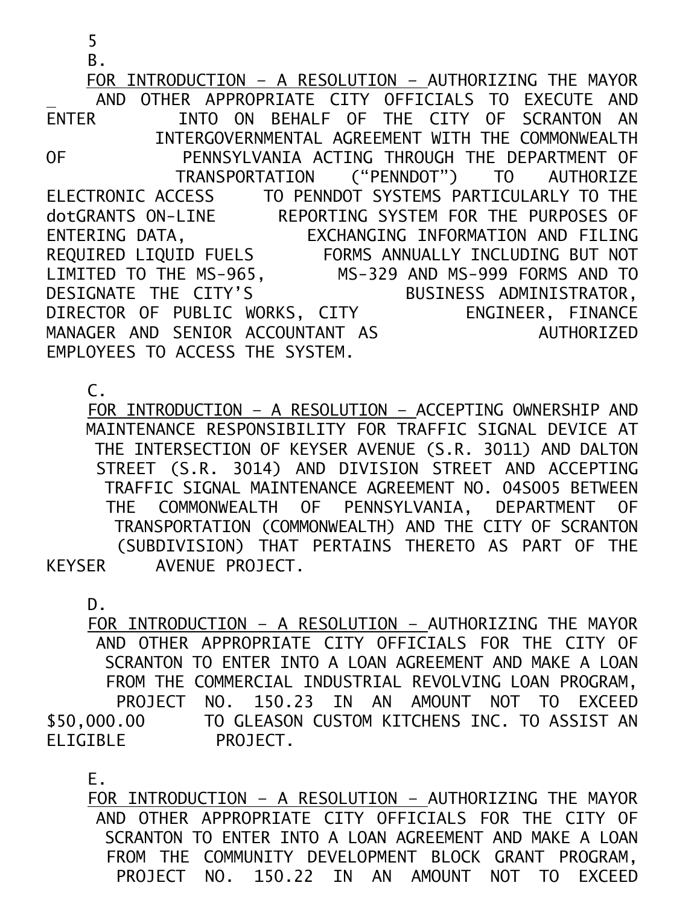5

B.

FOR INTRODUCTION – A RESOLUTION – AUTHORIZING THE MAYOR AND OTHER APPROPRIATE CITY OFFICIALS TO EXECUTE AND ENTER INTO ON BEHALF OF THE CITY OF SCRANTON AN INTERGOVERNMENTAL AGREEMENT WITH THE COMMONWEALTH OF PENNSYLVANIA ACTING THROUGH THE DEPARTMENT OF TRANSPORTATION ("PENNDOT") TO AUTHORIZE ELECTRONIC ACCESS TO PENNDOT SYSTEMS PARTICULARLY TO THE dotGRANTS ON-LINE REPORTING SYSTEM FOR THE PURPOSES OF ENTERING DATA, EXCHANGING INFORMATION AND FILING REQUIRED LIQUID FUELS FORMS ANNUALLY INCLUDING BUT NOT LIMITED TO THE MS-965, MS-329 AND MS-999 FORMS AND TO DESIGNATE THE CITY'S BUSINESS ADMINISTRATOR, DIRECTOR OF PUBLIC WORKS, CITY ENGINEER, FINANCE MANAGER AND SENIOR ACCOUNTANT AS AUTHORIZED EMPLOYEES TO ACCESS THE SYSTEM.

C.

FOR INTRODUCTION – A RESOLUTION – ACCEPTING OWNERSHIP AND MAINTENANCE RESPONSIBILITY FOR TRAFFIC SIGNAL DEVICE AT THE INTERSECTION OF KEYSER AVENUE (S.R. 3011) AND DALTON STREET (S.R. 3014) AND DIVISION STREET AND ACCEPTING TRAFFIC SIGNAL MAINTENANCE AGREEMENT NO. 04S005 BETWEEN THE COMMONWEALTH OF PENNSYLVANIA, DEPARTMENT OF TRANSPORTATION (COMMONWEALTH) AND THE CITY OF SCRANTON (SUBDIVISION) THAT PERTAINS THERETO AS PART OF THE KEYSER AVENUE PROJECT.

D.

FOR INTRODUCTION – A RESOLUTION – AUTHORIZING THE MAYOR AND OTHER APPROPRIATE CITY OFFICIALS FOR THE CITY OF SCRANTON TO ENTER INTO A LOAN AGREEMENT AND MAKE A LOAN FROM THE COMMERCIAL INDUSTRIAL REVOLVING LOAN PROGRAM, PROJECT NO. 150.23 IN AN AMOUNT NOT TO EXCEED $50,000.00 TO GLEASON CUSTOM KITCHENS INC. TO ASSIST AN ELIGIBLE PROJECT.

E.

FOR INTRODUCTION – A RESOLUTION – AUTHORIZING THE MAYOR AND OTHER APPROPRIATE CITY OFFICIALS FOR THE CITY OF SCRANTON TO ENTER INTO A LOAN AGREEMENT AND MAKE A LOAN FROM THE COMMUNITY DEVELOPMENT BLOCK GRANT PROGRAM, PROJECT NO. 150.22 IN AN AMOUNT NOT TO EXCEED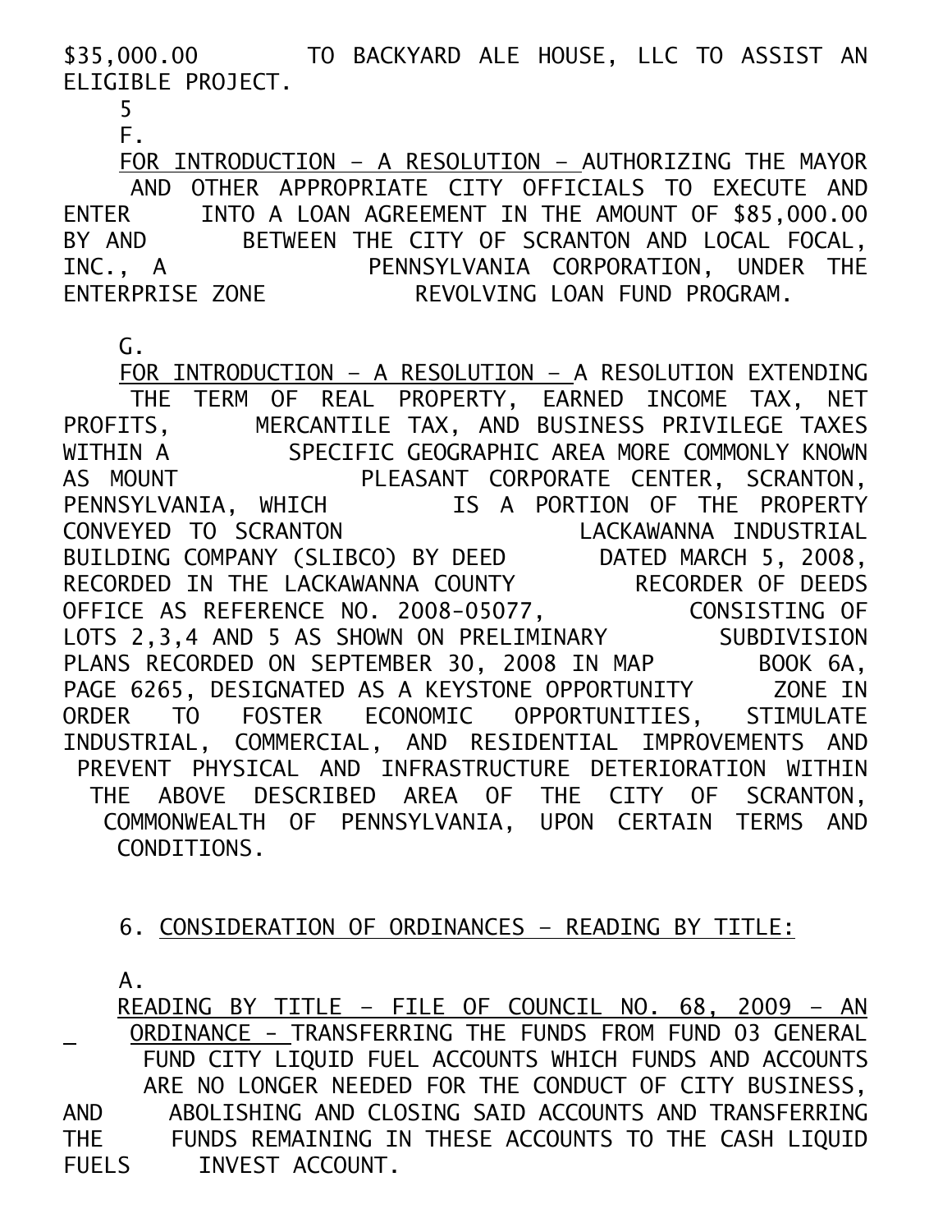$35,000.00 TO BACKYARD ALE HOUSE, LLC TO ASSIST AN ELIGIBLE PROJECT.

5

F.

FOR INTRODUCTION – A RESOLUTION – AUTHORIZING THE MAYOR AND OTHER APPROPRIATE CITY OFFICIALS TO EXECUTE AND ENTER INTO A LOAN AGREEMENT IN THE AMOUNT OF $85,000.00 BY AND BETWEEN THE CITY OF SCRANTON AND LOCAL FOCAL, INC., A PENNSYLVANIA CORPORATION, UNDER THE ENTERPRISE ZONE REVOLVING LOAN FUND PROGRAM.

G.

FOR INTRODUCTION – A RESOLUTION – A RESOLUTION EXTENDING THE TERM OF REAL PROPERTY, EARNED INCOME TAX, NET PROFITS, MERCANTILE TAX, AND BUSINESS PRIVILEGE TAXES WITHIN A SPECIFIC GEOGRAPHIC AREA MORE COMMONLY KNOWN AS MOUNT PLEASANT CORPORATE CENTER, SCRANTON, PENNSYLVANIA, WHICH IS A PORTION OF THE PROPERTY CONVEYED TO SCRANTON LACKAWANNA INDUSTRIAL BUILDING COMPANY (SLIBCO) BY DEED DATED MARCH 5, 2008, RECORDED IN THE LACKAWANNA COUNTY RECORDER OF DEEDS OFFICE AS REFERENCE NO. 2008-05077, CONSISTING OF LOTS 2,3,4 AND 5 AS SHOWN ON PRELIMINARY SUBDIVISION PLANS RECORDED ON SEPTEMBER 30, 2008 IN MAP BOOK 6A, PAGE 6265, DESIGNATED AS A KEYSTONE OPPORTUNITY ZONE IN ORDER TO FOSTER ECONOMIC OPPORTUNITIES, STIMULATE INDUSTRIAL, COMMERCIAL, AND RESIDENTIAL IMPROVEMENTS AND PREVENT PHYSICAL AND INFRASTRUCTURE DETERIORATION WITHIN THE ABOVE DESCRIBED AREA OF THE CITY OF SCRANTON, COMMONWEALTH OF PENNSYLVANIA, UPON CERTAIN TERMS AND CONDITIONS.

6. CONSIDERATION OF ORDINANCES – READING BY TITLE:

A.

READING BY TITLE – FILE OF COUNCIL NO. 68, 2009 – AN ORDINANCE – TRANSFERRING THE FUNDS FROM FUND 03 GENERAL FUND CITY LIQUID FUEL ACCOUNTS WHICH FUNDS AND ACCOUNTS ARE NO LONGER NEEDED FOR THE CONDUCT OF CITY BUSINESS, AND ABOLISHING AND CLOSING SAID ACCOUNTS AND TRANSFERRING THE FUNDS REMAINING IN THESE ACCOUNTS TO THE CASH LIQUID FUELS INVEST ACCOUNT.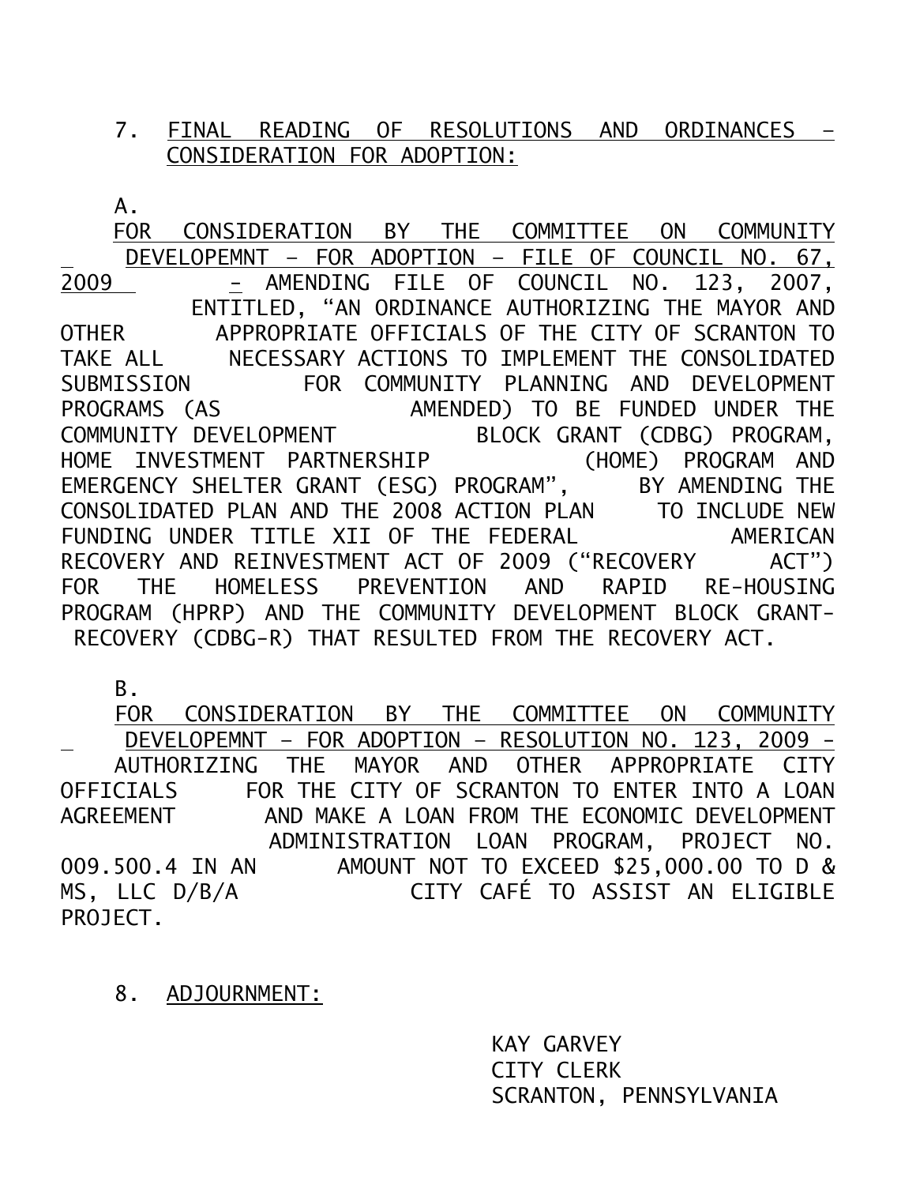7. FINAL READING OF RESOLUTIONS AND ORDINANCES – CONSIDERATION FOR ADOPTION:

A. FOR CONSIDERATION BY THE COMMITTEE ON COMMUNITY DEVELOPEMNT – FOR ADOPTION – FILE OF COUNCIL NO. 67, 2009 - AMENDING FILE OF COUNCIL NO. 123, 2007, ENTITLED, "AN ORDINANCE AUTHORIZING THE MAYOR AND OTHER APPROPRIATE OFFICIALS OF THE CITY OF SCRANTON TO TAKE ALL NECESSARY ACTIONS TO IMPLEMENT THE CONSOLIDATED SUBMISSION FOR COMMUNITY PLANNING AND DEVELOPMENT PROGRAMS (AS AMENDED) TO BE FUNDED UNDER THE COMMUNITY DEVELOPMENT BLOCK GRANT (CDBG) PROGRAM, HOME INVESTMENT PARTNERSHIP (HOME) PROGRAM AND EMERGENCY SHELTER GRANT (ESG) PROGRAM", BY AMENDING THE CONSOLIDATED PLAN AND THE 2008 ACTION PLAN TO INCLUDE NEW FUNDING UNDER TITLE XII OF THE FEDERAL AMERICAN RECOVERY AND REINVESTMENT ACT OF 2009 ("RECOVERY ACT") FOR THE HOMELESS PREVENTION AND RAPID RE-HOUSING PROGRAM (HPRP) AND THE COMMUNITY DEVELOPMENT BLOCK GRANT-RECOVERY (CDBG-R) THAT RESULTED FROM THE RECOVERY ACT.

B. FOR CONSIDERATION BY THE COMMITTEE ON COMMUNITY DEVELOPEMNT – FOR ADOPTION – RESOLUTION NO. 123, 2009 - AUTHORIZING THE MAYOR AND OTHER APPROPRIATE CITY OFFICIALS FOR THE CITY OF SCRANTON TO ENTER INTO A LOAN AGREEMENT AND MAKE A LOAN FROM THE ECONOMIC DEVELOPMENT ADMINISTRATION LOAN PROGRAM, PROJECT NO. 009.500.4 IN AN AMOUNT NOT TO EXCEED $25,000.00 TO D & MS, LLC D/B/A CITY CAFÉ TO ASSIST AN ELIGIBLE PROJECT.

8. ADJOURNMENT:

KAY GARVEY
CITY CLERK
SCRANTON, PENNSYLVANIA